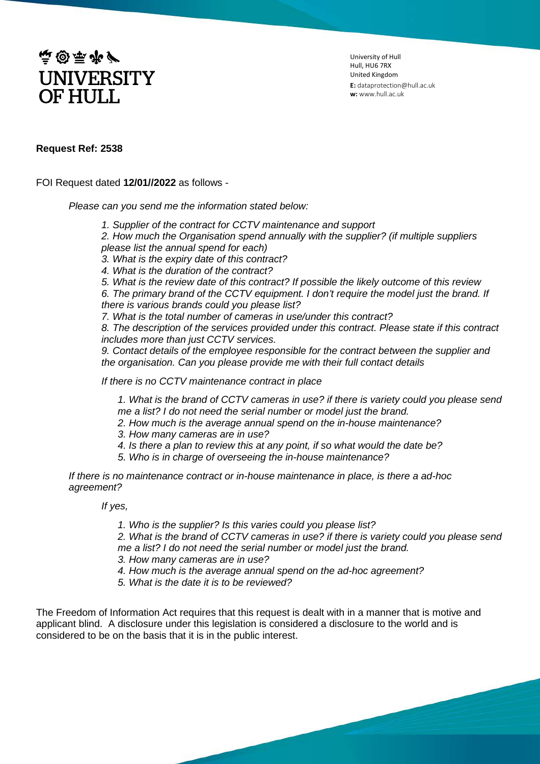University of Hull
Hull, HU6 7RX
United Kingdom
**E:** dataprotection@hull.ac.uk
**w:** www.hull.ac.uk

**Request Ref: 2538**

FOI Request dated **12/01//2022** as follows -

*Please can you send me the information stated below:*

*1. Supplier of the contract for CCTV maintenance and support*
*2. How much the Organisation spend annually with the supplier? (if multiple suppliers please list the annual spend for each)*
*3. What is the expiry date of this contract?*
*4. What is the duration of the contract?*
*5. What is the review date of this contract? If possible the likely outcome of this review*
*6. The primary brand of the CCTV equipment. I don't require the model just the brand. If there is various brands could you please list?*
*7. What is the total number of cameras in use/under this contract?*
*8. The description of the services provided under this contract. Please state if this contract includes more than just CCTV services.*
*9. Contact details of the employee responsible for the contract between the supplier and the organisation. Can you please provide me with their full contact details*

*If there is no CCTV maintenance contract in place*

*1. What is the brand of CCTV cameras in use? if there is variety could you please send me a list? I do not need the serial number or model just the brand.*
*2. How much is the average annual spend on the in-house maintenance?*
*3. How many cameras are in use?*
*4. Is there a plan to review this at any point, if so what would the date be?*
*5. Who is in charge of overseeing the in-house maintenance?*

*If there is no maintenance contract or in-house maintenance in place, is there a ad-hoc agreement?*

*If yes,*

*1. Who is the supplier? Is this varies could you please list?*
*2. What is the brand of CCTV cameras in use? if there is variety could you please send me a list? I do not need the serial number or model just the brand.*
*3. How many cameras are in use?*
*4. How much is the average annual spend on the ad-hoc agreement?*
*5. What is the date it is to be reviewed?*

The Freedom of Information Act requires that this request is dealt with in a manner that is motive and applicant blind. A disclosure under this legislation is considered a disclosure to the world and is considered to be on the basis that it is in the public interest.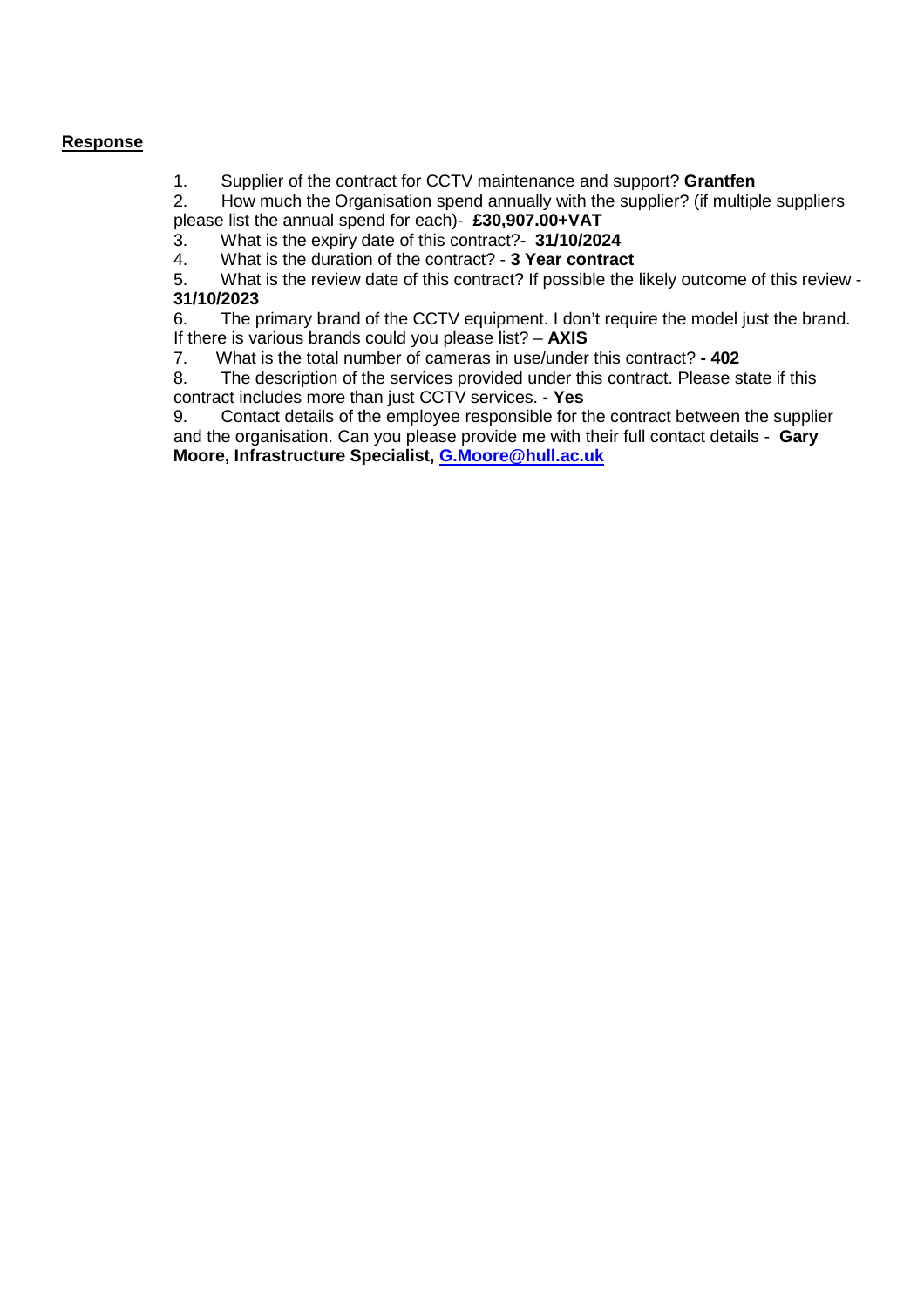**Response**

1. Supplier of the contract for CCTV maintenance and support? **Grantfen**
2. How much the Organisation spend annually with the supplier? (if multiple suppliers please list the annual spend for each)- **£30,907.00+VAT**
3. What is the expiry date of this contract?- **31/10/2024**
4. What is the duration of the contract? - **3 Year contract**
5. What is the review date of this contract? If possible the likely outcome of this review - **31/10/2023**
6. The primary brand of the CCTV equipment. I don't require the model just the brand. If there is various brands could you please list? – **AXIS**
7. What is the total number of cameras in use/under this contract? **- 402**
8. The description of the services provided under this contract. Please state if this contract includes more than just CCTV services. **- Yes**
9. Contact details of the employee responsible for the contract between the supplier and the organisation. Can you please provide me with their full contact details - **Gary Moore, Infrastructure Specialist, [G.Moore@hull.ac.uk](mailto:G.Moore@hull.ac.uk)**